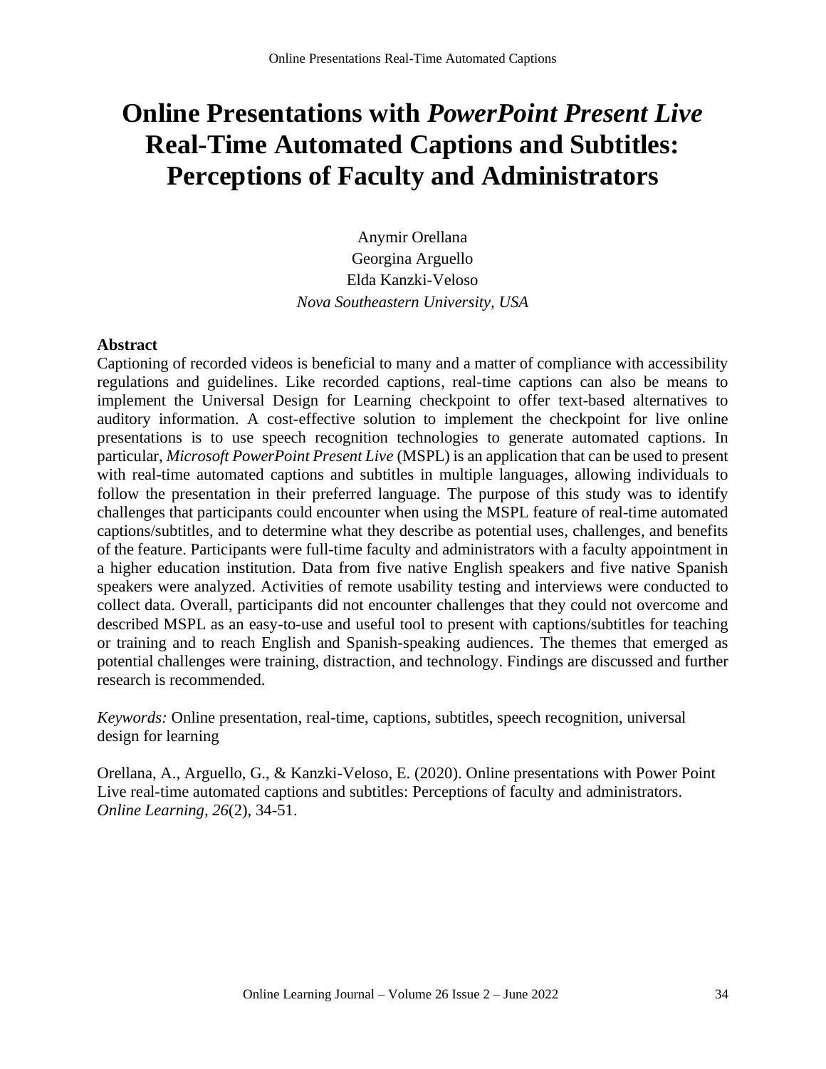# Online Presentations with *PowerPoint Present Live* Real-Time Automated Captions and Subtitles: Perceptions of Faculty and Administrators

Anymir Orellana
Georgina Arguello
Elda Kanzki-Veloso
*Nova Southeastern University, USA*

## Abstract

Captioning of recorded videos is beneficial to many and a matter of compliance with accessibility regulations and guidelines. Like recorded captions, real-time captions can also be means to implement the Universal Design for Learning checkpoint to offer text-based alternatives to auditory information. A cost-effective solution to implement the checkpoint for live online presentations is to use speech recognition technologies to generate automated captions. In particular, *Microsoft PowerPoint Present Live* (MSPL) is an application that can be used to present with real-time automated captions and subtitles in multiple languages, allowing individuals to follow the presentation in their preferred language. The purpose of this study was to identify challenges that participants could encounter when using the MSPL feature of real-time automated captions/subtitles, and to determine what they describe as potential uses, challenges, and benefits of the feature. Participants were full-time faculty and administrators with a faculty appointment in a higher education institution. Data from five native English speakers and five native Spanish speakers were analyzed. Activities of remote usability testing and interviews were conducted to collect data. Overall, participants did not encounter challenges that they could not overcome and described MSPL as an easy-to-use and useful tool to present with captions/subtitles for teaching or training and to reach English and Spanish-speaking audiences. The themes that emerged as potential challenges were training, distraction, and technology. Findings are discussed and further research is recommended.

*Keywords:* Online presentation, real-time, captions, subtitles, speech recognition, universal design for learning

Orellana, A., Arguello, G., & Kanzki-Veloso, E. (2020). Online presentations with Power Point Live real-time automated captions and subtitles: Perceptions of faculty and administrators. *Online Learning, 26*(2), 34-51.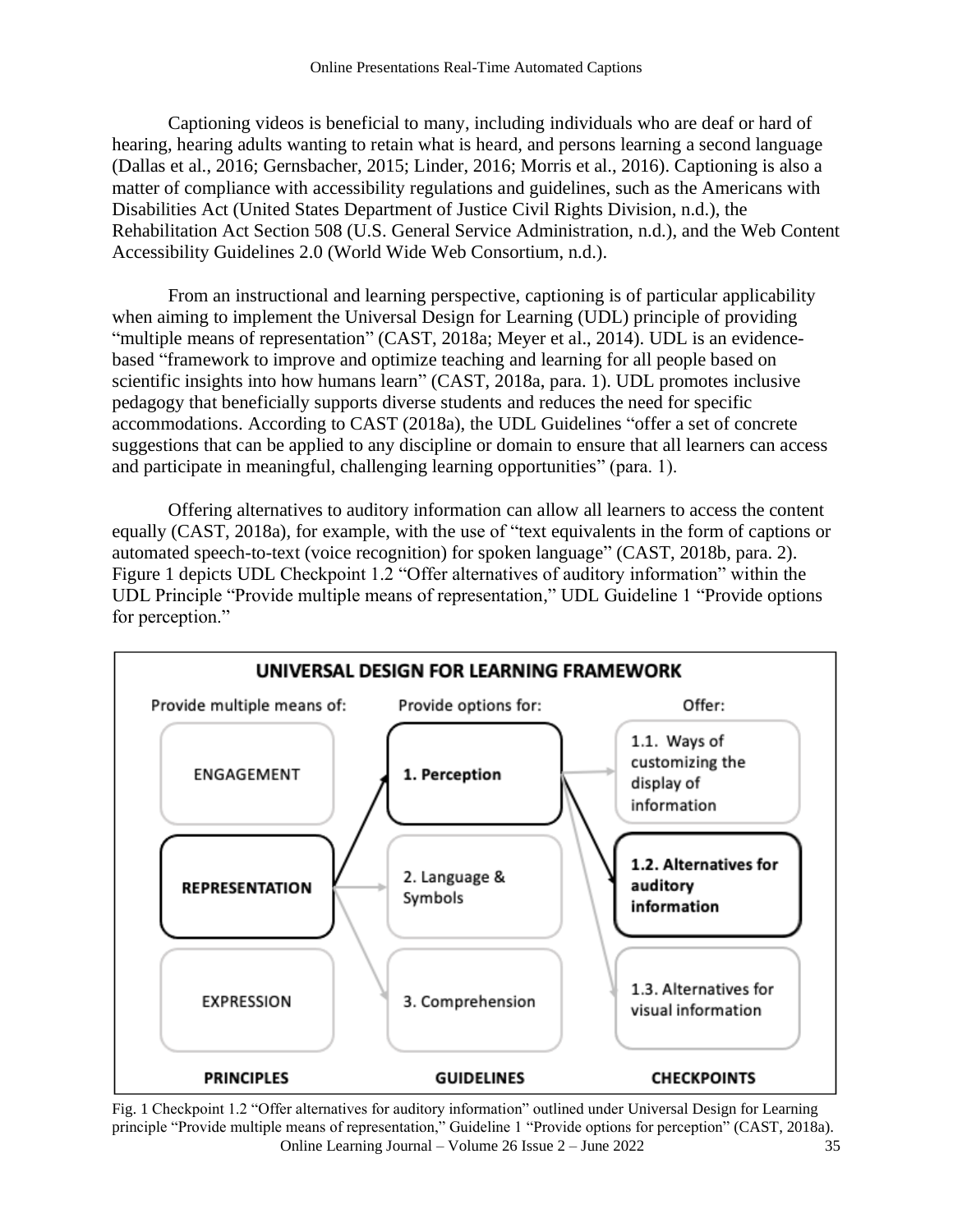Captioning videos is beneficial to many, including individuals who are deaf or hard of hearing, hearing adults wanting to retain what is heard, and persons learning a second language (Dallas et al., 2016; Gernsbacher, 2015; Linder, 2016; Morris et al., 2016). Captioning is also a matter of compliance with accessibility regulations and guidelines, such as the Americans with Disabilities Act (United States Department of Justice Civil Rights Division, n.d.), the Rehabilitation Act Section 508 (U.S. General Service Administration, n.d.), and the Web Content Accessibility Guidelines 2.0 (World Wide Web Consortium, n.d.).

From an instructional and learning perspective, captioning is of particular applicability when aiming to implement the Universal Design for Learning (UDL) principle of providing "multiple means of representation" (CAST, 2018a; Meyer et al., 2014). UDL is an evidence-based "framework to improve and optimize teaching and learning for all people based on scientific insights into how humans learn" (CAST, 2018a, para. 1). UDL promotes inclusive pedagogy that beneficially supports diverse students and reduces the need for specific accommodations. According to CAST (2018a), the UDL Guidelines "offer a set of concrete suggestions that can be applied to any discipline or domain to ensure that all learners can access and participate in meaningful, challenging learning opportunities" (para. 1).

Offering alternatives to auditory information can allow all learners to access the content equally (CAST, 2018a), for example, with the use of "text equivalents in the form of captions or automated speech-to-text (voice recognition) for spoken language" (CAST, 2018b, para. 2). Figure 1 depicts UDL Checkpoint 1.2 "Offer alternatives of auditory information" within the UDL Principle "Provide multiple means of representation," UDL Guideline 1 "Provide options for perception."

Fig. 1 Checkpoint 1.2 "Offer alternatives for auditory information" outlined under Universal Design for Learning principle "Provide multiple means of representation," Guideline 1 "Provide options for perception" (CAST, 2018a).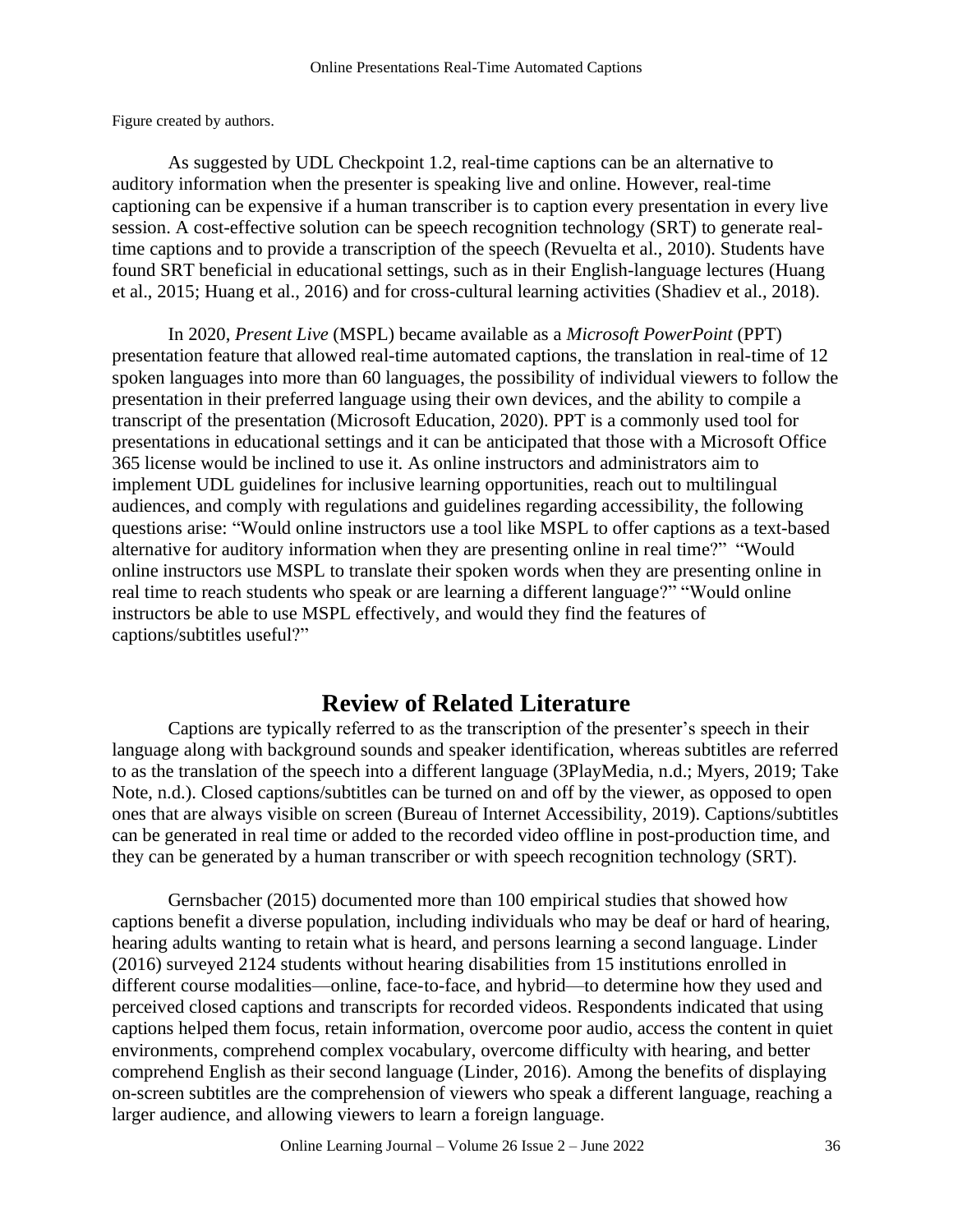Figure created by authors.

As suggested by UDL Checkpoint 1.2, real-time captions can be an alternative to auditory information when the presenter is speaking live and online. However, real-time captioning can be expensive if a human transcriber is to caption every presentation in every live session. A cost-effective solution can be speech recognition technology (SRT) to generate real-time captions and to provide a transcription of the speech (Revuelta et al., 2010). Students have found SRT beneficial in educational settings, such as in their English-language lectures (Huang et al., 2015; Huang et al., 2016) and for cross-cultural learning activities (Shadiev et al., 2018).

In 2020, *Present Live* (MSPL) became available as a *Microsoft PowerPoint* (PPT) presentation feature that allowed real-time automated captions, the translation in real-time of 12 spoken languages into more than 60 languages, the possibility of individual viewers to follow the presentation in their preferred language using their own devices, and the ability to compile a transcript of the presentation (Microsoft Education, 2020). PPT is a commonly used tool for presentations in educational settings and it can be anticipated that those with a Microsoft Office 365 license would be inclined to use it. As online instructors and administrators aim to implement UDL guidelines for inclusive learning opportunities, reach out to multilingual audiences, and comply with regulations and guidelines regarding accessibility, the following questions arise: "Would online instructors use a tool like MSPL to offer captions as a text-based alternative for auditory information when they are presenting online in real time?" "Would online instructors use MSPL to translate their spoken words when they are presenting online in real time to reach students who speak or are learning a different language?" "Would online instructors be able to use MSPL effectively, and would they find the features of captions/subtitles useful?"

# Review of Related Literature

Captions are typically referred to as the transcription of the presenter's speech in their language along with background sounds and speaker identification, whereas subtitles are referred to as the translation of the speech into a different language (3PlayMedia, n.d.; Myers, 2019; Take Note, n.d.). Closed captions/subtitles can be turned on and off by the viewer, as opposed to open ones that are always visible on screen (Bureau of Internet Accessibility, 2019). Captions/subtitles can be generated in real time or added to the recorded video offline in post-production time, and they can be generated by a human transcriber or with speech recognition technology (SRT).

Gernsbacher (2015) documented more than 100 empirical studies that showed how captions benefit a diverse population, including individuals who may be deaf or hard of hearing, hearing adults wanting to retain what is heard, and persons learning a second language. Linder (2016) surveyed 2124 students without hearing disabilities from 15 institutions enrolled in different course modalities—online, face-to-face, and hybrid—to determine how they used and perceived closed captions and transcripts for recorded videos. Respondents indicated that using captions helped them focus, retain information, overcome poor audio, access the content in quiet environments, comprehend complex vocabulary, overcome difficulty with hearing, and better comprehend English as their second language (Linder, 2016). Among the benefits of displaying on-screen subtitles are the comprehension of viewers who speak a different language, reaching a larger audience, and allowing viewers to learn a foreign language.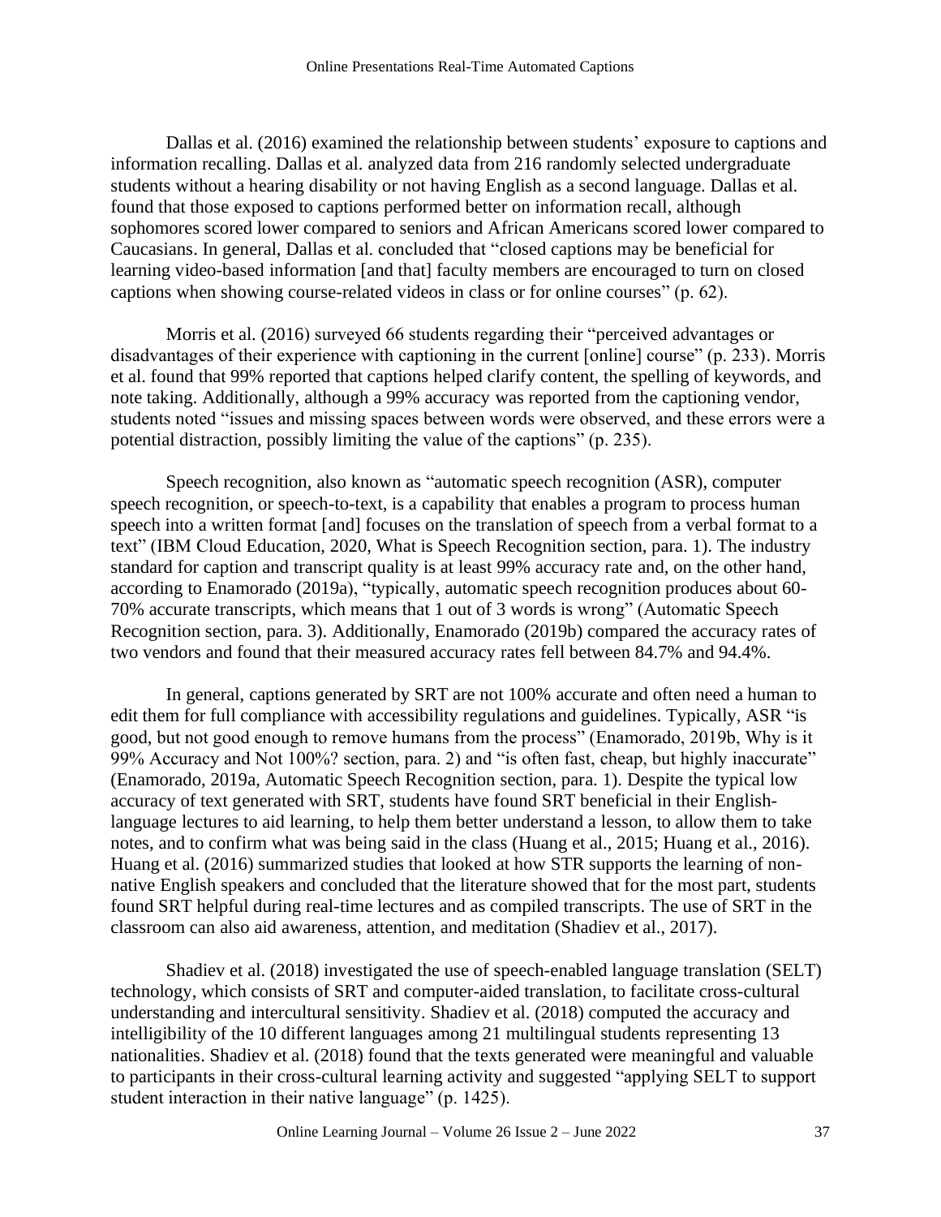Dallas et al. (2016) examined the relationship between students' exposure to captions and information recalling. Dallas et al. analyzed data from 216 randomly selected undergraduate students without a hearing disability or not having English as a second language. Dallas et al. found that those exposed to captions performed better on information recall, although sophomores scored lower compared to seniors and African Americans scored lower compared to Caucasians. In general, Dallas et al. concluded that "closed captions may be beneficial for learning video-based information [and that] faculty members are encouraged to turn on closed captions when showing course-related videos in class or for online courses" (p. 62).

Morris et al. (2016) surveyed 66 students regarding their "perceived advantages or disadvantages of their experience with captioning in the current [online] course" (p. 233). Morris et al. found that 99% reported that captions helped clarify content, the spelling of keywords, and note taking. Additionally, although a 99% accuracy was reported from the captioning vendor, students noted "issues and missing spaces between words were observed, and these errors were a potential distraction, possibly limiting the value of the captions" (p. 235).

Speech recognition, also known as "automatic speech recognition (ASR), computer speech recognition, or speech-to-text, is a capability that enables a program to process human speech into a written format [and] focuses on the translation of speech from a verbal format to a text" (IBM Cloud Education, 2020, What is Speech Recognition section, para. 1). The industry standard for caption and transcript quality is at least 99% accuracy rate and, on the other hand, according to Enamorado (2019a), "typically, automatic speech recognition produces about 60-70% accurate transcripts, which means that 1 out of 3 words is wrong" (Automatic Speech Recognition section, para. 3). Additionally, Enamorado (2019b) compared the accuracy rates of two vendors and found that their measured accuracy rates fell between 84.7% and 94.4%.

In general, captions generated by SRT are not 100% accurate and often need a human to edit them for full compliance with accessibility regulations and guidelines. Typically, ASR "is good, but not good enough to remove humans from the process" (Enamorado, 2019b, Why is it 99% Accuracy and Not 100%? section, para. 2) and "is often fast, cheap, but highly inaccurate" (Enamorado, 2019a, Automatic Speech Recognition section, para. 1). Despite the typical low accuracy of text generated with SRT, students have found SRT beneficial in their English-language lectures to aid learning, to help them better understand a lesson, to allow them to take notes, and to confirm what was being said in the class (Huang et al., 2015; Huang et al., 2016). Huang et al. (2016) summarized studies that looked at how STR supports the learning of non-native English speakers and concluded that the literature showed that for the most part, students found SRT helpful during real-time lectures and as compiled transcripts. The use of SRT in the classroom can also aid awareness, attention, and meditation (Shadiev et al., 2017).

Shadiev et al. (2018) investigated the use of speech-enabled language translation (SELT) technology, which consists of SRT and computer-aided translation, to facilitate cross-cultural understanding and intercultural sensitivity. Shadiev et al. (2018) computed the accuracy and intelligibility of the 10 different languages among 21 multilingual students representing 13 nationalities. Shadiev et al. (2018) found that the texts generated were meaningful and valuable to participants in their cross-cultural learning activity and suggested "applying SELT to support student interaction in their native language" (p. 1425).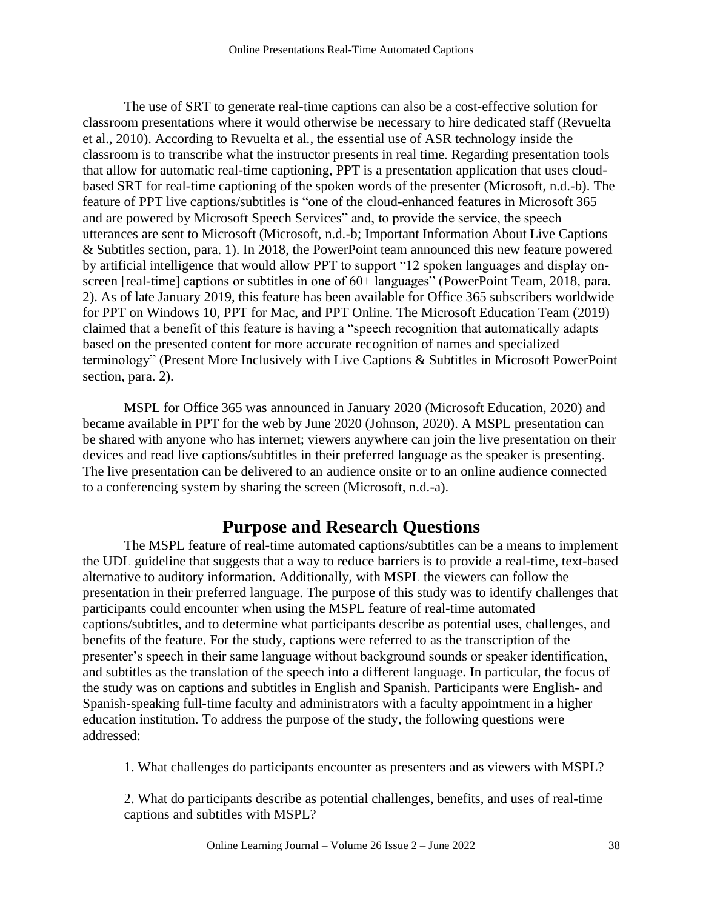The use of SRT to generate real-time captions can also be a cost-effective solution for classroom presentations where it would otherwise be necessary to hire dedicated staff (Revuelta et al., 2010). According to Revuelta et al., the essential use of ASR technology inside the classroom is to transcribe what the instructor presents in real time. Regarding presentation tools that allow for automatic real-time captioning, PPT is a presentation application that uses cloud-based SRT for real-time captioning of the spoken words of the presenter (Microsoft, n.d.-b). The feature of PPT live captions/subtitles is "one of the cloud-enhanced features in Microsoft 365 and are powered by Microsoft Speech Services" and, to provide the service, the speech utterances are sent to Microsoft (Microsoft, n.d.-b; Important Information About Live Captions & Subtitles section, para. 1). In 2018, the PowerPoint team announced this new feature powered by artificial intelligence that would allow PPT to support "12 spoken languages and display on-screen [real-time] captions or subtitles in one of 60+ languages" (PowerPoint Team, 2018, para. 2). As of late January 2019, this feature has been available for Office 365 subscribers worldwide for PPT on Windows 10, PPT for Mac, and PPT Online. The Microsoft Education Team (2019) claimed that a benefit of this feature is having a "speech recognition that automatically adapts based on the presented content for more accurate recognition of names and specialized terminology" (Present More Inclusively with Live Captions & Subtitles in Microsoft PowerPoint section, para. 2).

MSPL for Office 365 was announced in January 2020 (Microsoft Education, 2020) and became available in PPT for the web by June 2020 (Johnson, 2020). A MSPL presentation can be shared with anyone who has internet; viewers anywhere can join the live presentation on their devices and read live captions/subtitles in their preferred language as the speaker is presenting. The live presentation can be delivered to an audience onsite or to an online audience connected to a conferencing system by sharing the screen (Microsoft, n.d.-a).

## Purpose and Research Questions

The MSPL feature of real-time automated captions/subtitles can be a means to implement the UDL guideline that suggests that a way to reduce barriers is to provide a real-time, text-based alternative to auditory information. Additionally, with MSPL the viewers can follow the presentation in their preferred language. The purpose of this study was to identify challenges that participants could encounter when using the MSPL feature of real-time automated captions/subtitles, and to determine what participants describe as potential uses, challenges, and benefits of the feature. For the study, captions were referred to as the transcription of the presenter's speech in their same language without background sounds or speaker identification, and subtitles as the translation of the speech into a different language. In particular, the focus of the study was on captions and subtitles in English and Spanish. Participants were English- and Spanish-speaking full-time faculty and administrators with a faculty appointment in a higher education institution. To address the purpose of the study, the following questions were addressed:

1. What challenges do participants encounter as presenters and as viewers with MSPL?

2. What do participants describe as potential challenges, benefits, and uses of real-time captions and subtitles with MSPL?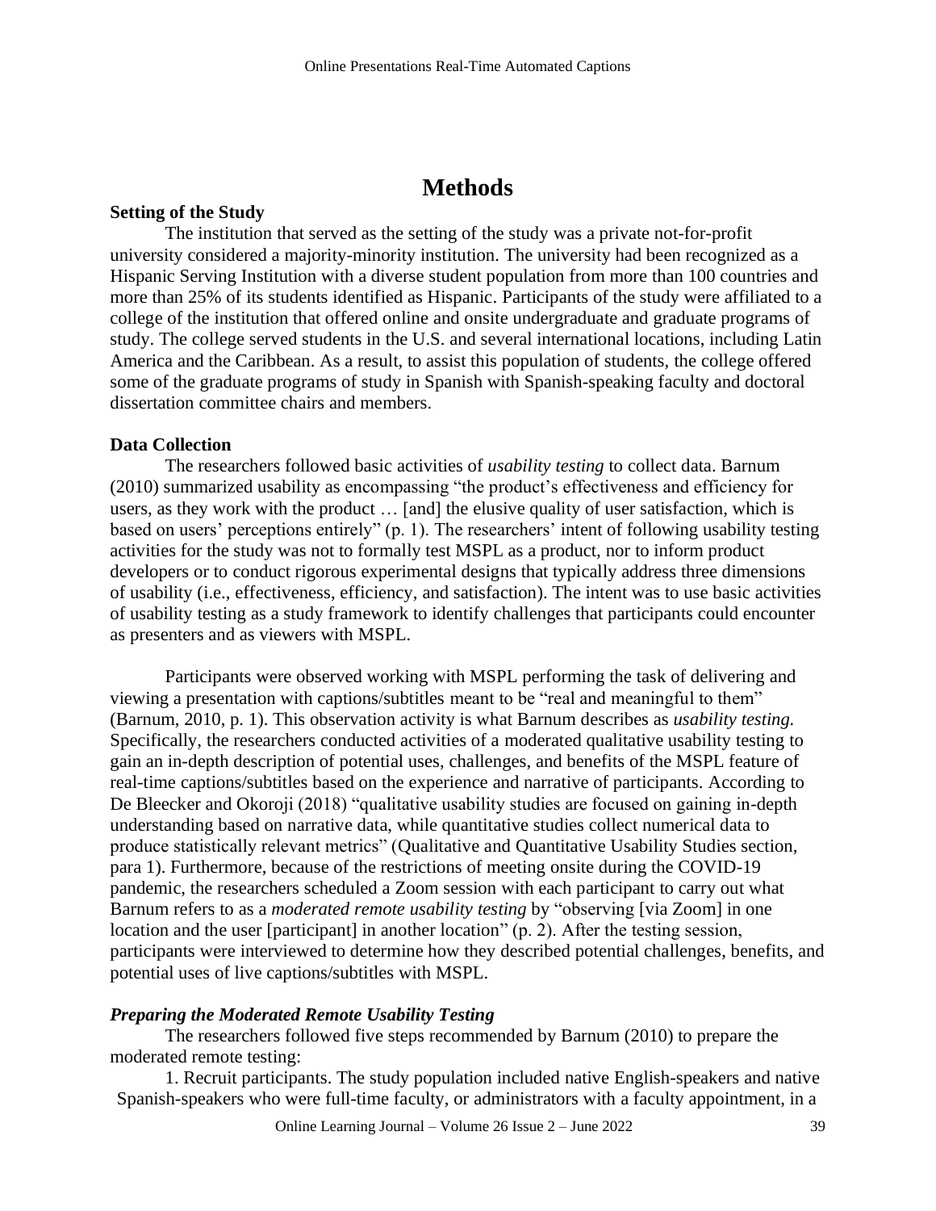# Methods

**Setting of the Study**

The institution that served as the setting of the study was a private not-for-profit university considered a majority-minority institution. The university had been recognized as a Hispanic Serving Institution with a diverse student population from more than 100 countries and more than 25% of its students identified as Hispanic. Participants of the study were affiliated to a college of the institution that offered online and onsite undergraduate and graduate programs of study. The college served students in the U.S. and several international locations, including Latin America and the Caribbean. As a result, to assist this population of students, the college offered some of the graduate programs of study in Spanish with Spanish-speaking faculty and doctoral dissertation committee chairs and members.

**Data Collection**

The researchers followed basic activities of *usability testing* to collect data. Barnum (2010) summarized usability as encompassing "the product's effectiveness and efficiency for users, as they work with the product … [and] the elusive quality of user satisfaction, which is based on users' perceptions entirely" (p. 1). The researchers' intent of following usability testing activities for the study was not to formally test MSPL as a product, nor to inform product developers or to conduct rigorous experimental designs that typically address three dimensions of usability (i.e., effectiveness, efficiency, and satisfaction). The intent was to use basic activities of usability testing as a study framework to identify challenges that participants could encounter as presenters and as viewers with MSPL.

Participants were observed working with MSPL performing the task of delivering and viewing a presentation with captions/subtitles meant to be "real and meaningful to them" (Barnum, 2010, p. 1). This observation activity is what Barnum describes as *usability testing*. Specifically, the researchers conducted activities of a moderated qualitative usability testing to gain an in-depth description of potential uses, challenges, and benefits of the MSPL feature of real-time captions/subtitles based on the experience and narrative of participants. According to De Bleecker and Okoroji (2018) "qualitative usability studies are focused on gaining in-depth understanding based on narrative data, while quantitative studies collect numerical data to produce statistically relevant metrics" (Qualitative and Quantitative Usability Studies section, para 1). Furthermore, because of the restrictions of meeting onsite during the COVID-19 pandemic, the researchers scheduled a Zoom session with each participant to carry out what Barnum refers to as a *moderated remote usability testing* by "observing [via Zoom] in one location and the user [participant] in another location" (p. 2). After the testing session, participants were interviewed to determine how they described potential challenges, benefits, and potential uses of live captions/subtitles with MSPL.

***Preparing the Moderated Remote Usability Testing***

The researchers followed five steps recommended by Barnum (2010) to prepare the moderated remote testing:

1. Recruit participants. The study population included native English-speakers and native Spanish-speakers who were full-time faculty, or administrators with a faculty appointment, in a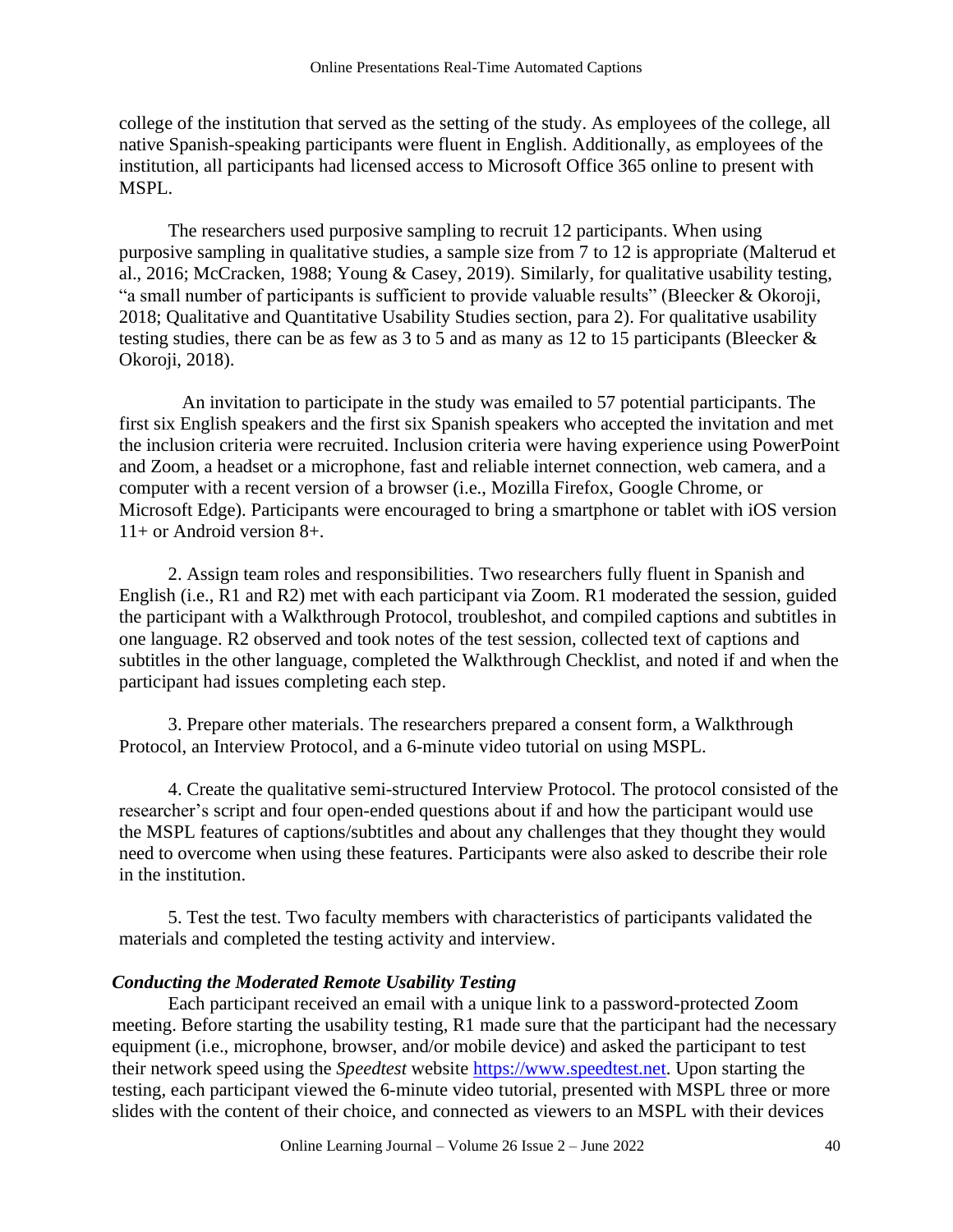college of the institution that served as the setting of the study. As employees of the college, all native Spanish-speaking participants were fluent in English. Additionally, as employees of the institution, all participants had licensed access to Microsoft Office 365 online to present with MSPL.

The researchers used purposive sampling to recruit 12 participants. When using purposive sampling in qualitative studies, a sample size from 7 to 12 is appropriate (Malterud et al., 2016; McCracken, 1988; Young & Casey, 2019). Similarly, for qualitative usability testing, "a small number of participants is sufficient to provide valuable results" (Bleecker & Okoroji, 2018; Qualitative and Quantitative Usability Studies section, para 2). For qualitative usability testing studies, there can be as few as 3 to 5 and as many as 12 to 15 participants (Bleecker & Okoroji, 2018).

An invitation to participate in the study was emailed to 57 potential participants. The first six English speakers and the first six Spanish speakers who accepted the invitation and met the inclusion criteria were recruited. Inclusion criteria were having experience using PowerPoint and Zoom, a headset or a microphone, fast and reliable internet connection, web camera, and a computer with a recent version of a browser (i.e., Mozilla Firefox, Google Chrome, or Microsoft Edge). Participants were encouraged to bring a smartphone or tablet with iOS version 11+ or Android version 8+.

2. Assign team roles and responsibilities. Two researchers fully fluent in Spanish and English (i.e., R1 and R2) met with each participant via Zoom. R1 moderated the session, guided the participant with a Walkthrough Protocol, troubleshot, and compiled captions and subtitles in one language. R2 observed and took notes of the test session, collected text of captions and subtitles in the other language, completed the Walkthrough Checklist, and noted if and when the participant had issues completing each step.

3. Prepare other materials. The researchers prepared a consent form, a Walkthrough Protocol, an Interview Protocol, and a 6-minute video tutorial on using MSPL.

4. Create the qualitative semi-structured Interview Protocol. The protocol consisted of the researcher's script and four open-ended questions about if and how the participant would use the MSPL features of captions/subtitles and about any challenges that they thought they would need to overcome when using these features. Participants were also asked to describe their role in the institution.

5. Test the test. Two faculty members with characteristics of participants validated the materials and completed the testing activity and interview.

### *Conducting the Moderated Remote Usability Testing*

Each participant received an email with a unique link to a password-protected Zoom meeting. Before starting the usability testing, R1 made sure that the participant had the necessary equipment (i.e., microphone, browser, and/or mobile device) and asked the participant to test their network speed using the *Speedtest* website https://www.speedtest.net. Upon starting the testing, each participant viewed the 6-minute video tutorial, presented with MSPL three or more slides with the content of their choice, and connected as viewers to an MSPL with their devices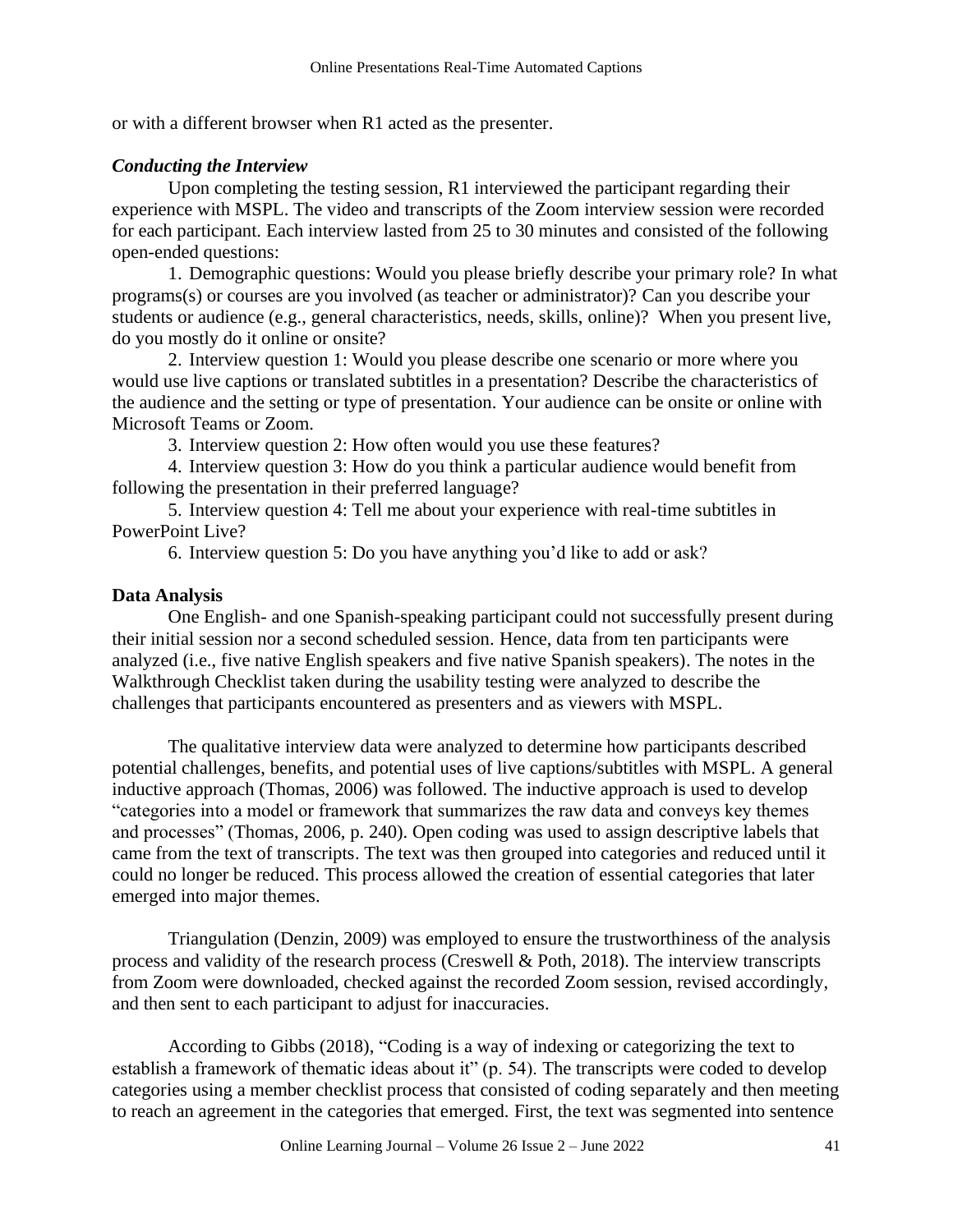or with a different browser when R1 acted as the presenter.

### *Conducting the Interview*

Upon completing the testing session, R1 interviewed the participant regarding their experience with MSPL. The video and transcripts of the Zoom interview session were recorded for each participant. Each interview lasted from 25 to 30 minutes and consisted of the following open-ended questions:

1. Demographic questions: Would you please briefly describe your primary role? In what programs(s) or courses are you involved (as teacher or administrator)? Can you describe your students or audience (e.g., general characteristics, needs, skills, online)? When you present live, do you mostly do it online or onsite?
2. Interview question 1: Would you please describe one scenario or more where you would use live captions or translated subtitles in a presentation? Describe the characteristics of the audience and the setting or type of presentation. Your audience can be onsite or online with Microsoft Teams or Zoom.
3. Interview question 2: How often would you use these features?
4. Interview question 3: How do you think a particular audience would benefit from following the presentation in their preferred language?
5. Interview question 4: Tell me about your experience with real-time subtitles in PowerPoint Live?
6. Interview question 5: Do you have anything you'd like to add or ask?

## **Data Analysis**

One English- and one Spanish-speaking participant could not successfully present during their initial session nor a second scheduled session. Hence, data from ten participants were analyzed (i.e., five native English speakers and five native Spanish speakers). The notes in the Walkthrough Checklist taken during the usability testing were analyzed to describe the challenges that participants encountered as presenters and as viewers with MSPL.

The qualitative interview data were analyzed to determine how participants described potential challenges, benefits, and potential uses of live captions/subtitles with MSPL. A general inductive approach (Thomas, 2006) was followed. The inductive approach is used to develop "categories into a model or framework that summarizes the raw data and conveys key themes and processes" (Thomas, 2006, p. 240). Open coding was used to assign descriptive labels that came from the text of transcripts. The text was then grouped into categories and reduced until it could no longer be reduced. This process allowed the creation of essential categories that later emerged into major themes.

Triangulation (Denzin, 2009) was employed to ensure the trustworthiness of the analysis process and validity of the research process (Creswell & Poth, 2018). The interview transcripts from Zoom were downloaded, checked against the recorded Zoom session, revised accordingly, and then sent to each participant to adjust for inaccuracies.

According to Gibbs (2018), "Coding is a way of indexing or categorizing the text to establish a framework of thematic ideas about it" (p. 54). The transcripts were coded to develop categories using a member checklist process that consisted of coding separately and then meeting to reach an agreement in the categories that emerged. First, the text was segmented into sentence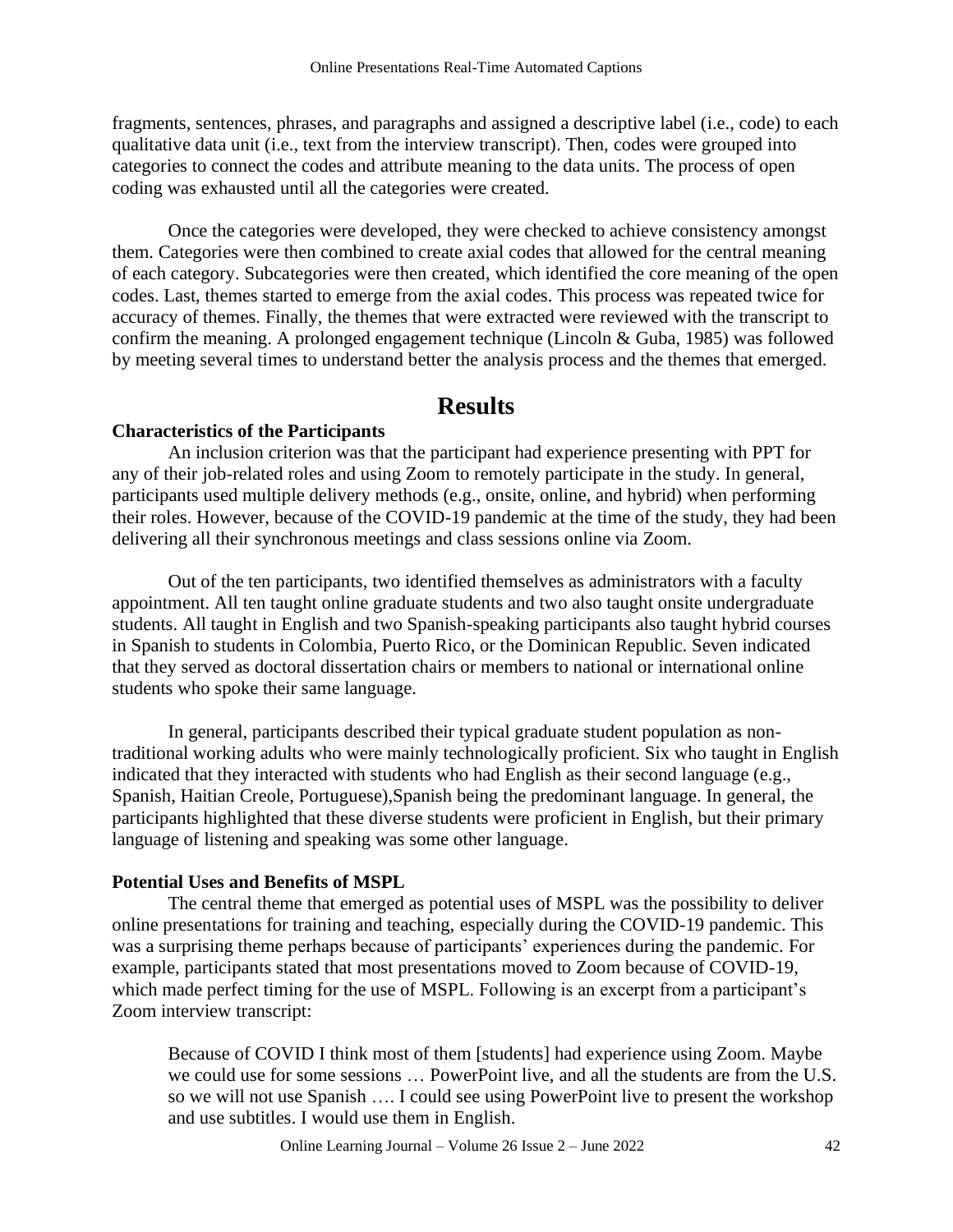fragments, sentences, phrases, and paragraphs and assigned a descriptive label (i.e., code) to each qualitative data unit (i.e., text from the interview transcript). Then, codes were grouped into categories to connect the codes and attribute meaning to the data units. The process of open coding was exhausted until all the categories were created.

Once the categories were developed, they were checked to achieve consistency amongst them. Categories were then combined to create axial codes that allowed for the central meaning of each category. Subcategories were then created, which identified the core meaning of the open codes. Last, themes started to emerge from the axial codes. This process was repeated twice for accuracy of themes. Finally, the themes that were extracted were reviewed with the transcript to confirm the meaning. A prolonged engagement technique (Lincoln & Guba, 1985) was followed by meeting several times to understand better the analysis process and the themes that emerged.

# Results

### Characteristics of the Participants

An inclusion criterion was that the participant had experience presenting with PPT for any of their job-related roles and using Zoom to remotely participate in the study. In general, participants used multiple delivery methods (e.g., onsite, online, and hybrid) when performing their roles. However, because of the COVID-19 pandemic at the time of the study, they had been delivering all their synchronous meetings and class sessions online via Zoom.

Out of the ten participants, two identified themselves as administrators with a faculty appointment. All ten taught online graduate students and two also taught onsite undergraduate students. All taught in English and two Spanish-speaking participants also taught hybrid courses in Spanish to students in Colombia, Puerto Rico, or the Dominican Republic. Seven indicated that they served as doctoral dissertation chairs or members to national or international online students who spoke their same language.

In general, participants described their typical graduate student population as non-traditional working adults who were mainly technologically proficient. Six who taught in English indicated that they interacted with students who had English as their second language (e.g., Spanish, Haitian Creole, Portuguese),Spanish being the predominant language. In general, the participants highlighted that these diverse students were proficient in English, but their primary language of listening and speaking was some other language.

### Potential Uses and Benefits of MSPL

The central theme that emerged as potential uses of MSPL was the possibility to deliver online presentations for training and teaching, especially during the COVID-19 pandemic. This was a surprising theme perhaps because of participants' experiences during the pandemic. For example, participants stated that most presentations moved to Zoom because of COVID-19, which made perfect timing for the use of MSPL. Following is an excerpt from a participant's Zoom interview transcript:

> Because of COVID I think most of them [students] had experience using Zoom. Maybe we could use for some sessions … PowerPoint live, and all the students are from the U.S. so we will not use Spanish …. I could see using PowerPoint live to present the workshop and use subtitles. I would use them in English.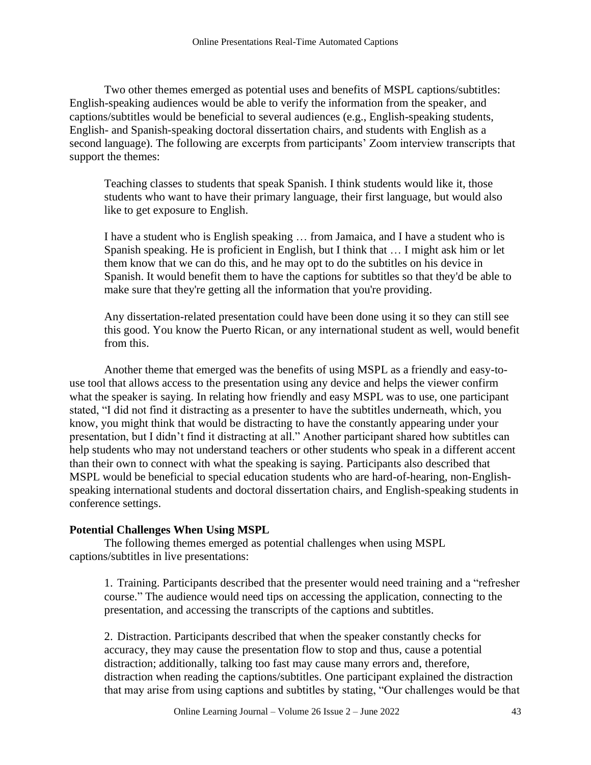Two other themes emerged as potential uses and benefits of MSPL captions/subtitles: English-speaking audiences would be able to verify the information from the speaker, and captions/subtitles would be beneficial to several audiences (e.g., English-speaking students, English- and Spanish-speaking doctoral dissertation chairs, and students with English as a second language). The following are excerpts from participants' Zoom interview transcripts that support the themes:

> Teaching classes to students that speak Spanish. I think students would like it, those students who want to have their primary language, their first language, but would also like to get exposure to English.
>
> I have a student who is English speaking … from Jamaica, and I have a student who is Spanish speaking. He is proficient in English, but I think that … I might ask him or let them know that we can do this, and he may opt to do the subtitles on his device in Spanish. It would benefit them to have the captions for subtitles so that they'd be able to make sure that they're getting all the information that you're providing.
>
> Any dissertation-related presentation could have been done using it so they can still see this good. You know the Puerto Rican, or any international student as well, would benefit from this.

Another theme that emerged was the benefits of using MSPL as a friendly and easy-to-use tool that allows access to the presentation using any device and helps the viewer confirm what the speaker is saying. In relating how friendly and easy MSPL was to use, one participant stated, "I did not find it distracting as a presenter to have the subtitles underneath, which, you know, you might think that would be distracting to have the constantly appearing under your presentation, but I didn't find it distracting at all." Another participant shared how subtitles can help students who may not understand teachers or other students who speak in a different accent than their own to connect with what the speaking is saying. Participants also described that MSPL would be beneficial to special education students who are hard-of-hearing, non-English-speaking international students and doctoral dissertation chairs, and English-speaking students in conference settings.

### Potential Challenges When Using MSPL

The following themes emerged as potential challenges when using MSPL captions/subtitles in live presentations:

1. Training. Participants described that the presenter would need training and a "refresher course." The audience would need tips on accessing the application, connecting to the presentation, and accessing the transcripts of the captions and subtitles.

2. Distraction. Participants described that when the speaker constantly checks for accuracy, they may cause the presentation flow to stop and thus, cause a potential distraction; additionally, talking too fast may cause many errors and, therefore, distraction when reading the captions/subtitles. One participant explained the distraction that may arise from using captions and subtitles by stating, "Our challenges would be that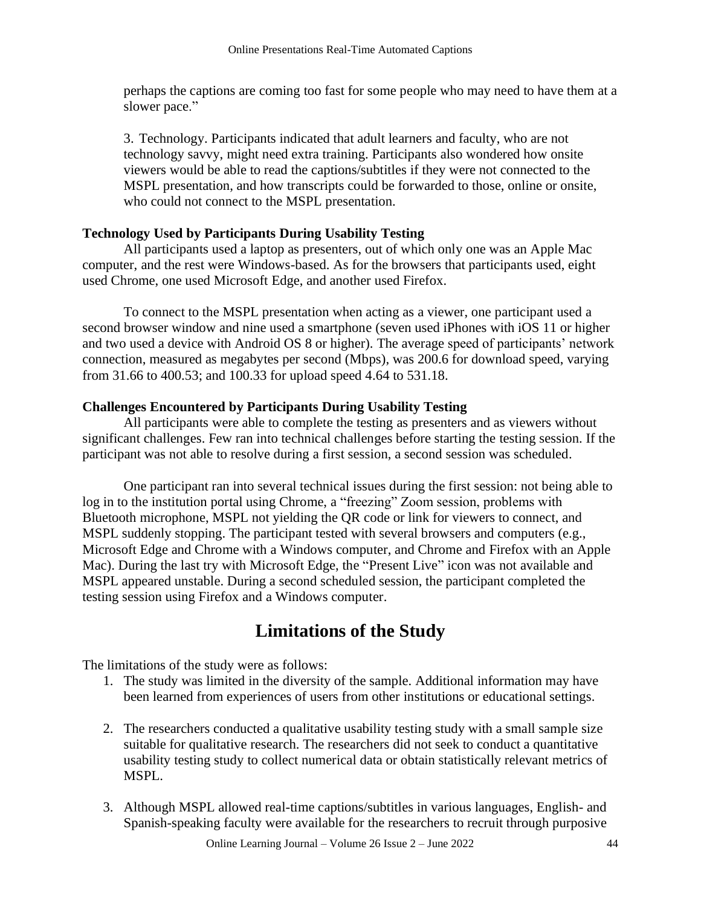perhaps the captions are coming too fast for some people who may need to have them at a slower pace."

3. Technology. Participants indicated that adult learners and faculty, who are not technology savvy, might need extra training. Participants also wondered how onsite viewers would be able to read the captions/subtitles if they were not connected to the MSPL presentation, and how transcripts could be forwarded to those, online or onsite, who could not connect to the MSPL presentation.

**Technology Used by Participants During Usability Testing**

All participants used a laptop as presenters, out of which only one was an Apple Mac computer, and the rest were Windows-based. As for the browsers that participants used, eight used Chrome, one used Microsoft Edge, and another used Firefox.

To connect to the MSPL presentation when acting as a viewer, one participant used a second browser window and nine used a smartphone (seven used iPhones with iOS 11 or higher and two used a device with Android OS 8 or higher). The average speed of participants' network connection, measured as megabytes per second (Mbps), was 200.6 for download speed, varying from 31.66 to 400.53; and 100.33 for upload speed 4.64 to 531.18.

**Challenges Encountered by Participants During Usability Testing**

All participants were able to complete the testing as presenters and as viewers without significant challenges. Few ran into technical challenges before starting the testing session. If the participant was not able to resolve during a first session, a second session was scheduled.

One participant ran into several technical issues during the first session: not being able to log in to the institution portal using Chrome, a "freezing" Zoom session, problems with Bluetooth microphone, MSPL not yielding the QR code or link for viewers to connect, and MSPL suddenly stopping. The participant tested with several browsers and computers (e.g., Microsoft Edge and Chrome with a Windows computer, and Chrome and Firefox with an Apple Mac). During the last try with Microsoft Edge, the "Present Live" icon was not available and MSPL appeared unstable. During a second scheduled session, the participant completed the testing session using Firefox and a Windows computer.

# Limitations of the Study

The limitations of the study were as follows:

1. The study was limited in the diversity of the sample. Additional information may have been learned from experiences of users from other institutions or educational settings.

2. The researchers conducted a qualitative usability testing study with a small sample size suitable for qualitative research. The researchers did not seek to conduct a quantitative usability testing study to collect numerical data or obtain statistically relevant metrics of MSPL.

3. Although MSPL allowed real-time captions/subtitles in various languages, English- and Spanish-speaking faculty were available for the researchers to recruit through purposive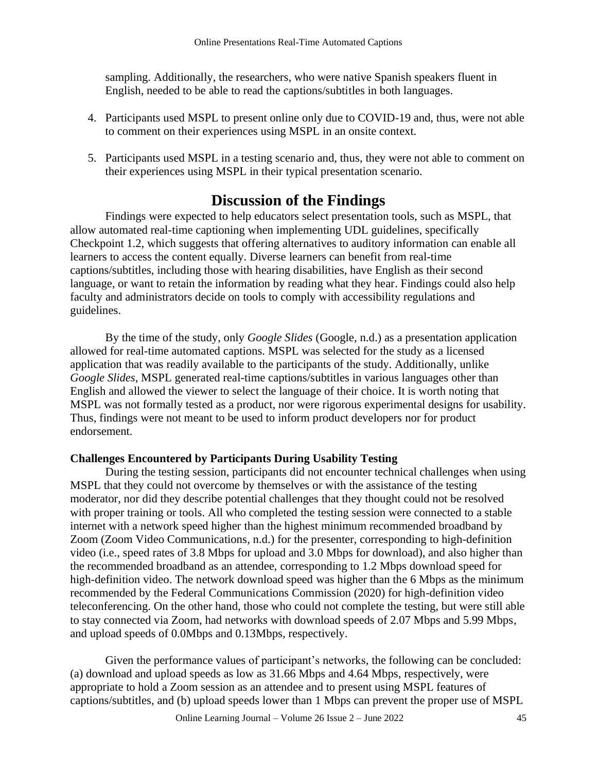sampling. Additionally, the researchers, who were native Spanish speakers fluent in English, needed to be able to read the captions/subtitles in both languages.

4. Participants used MSPL to present online only due to COVID-19 and, thus, were not able to comment on their experiences using MSPL in an onsite context.

5. Participants used MSPL in a testing scenario and, thus, they were not able to comment on their experiences using MSPL in their typical presentation scenario.

# Discussion of the Findings

Findings were expected to help educators select presentation tools, such as MSPL, that allow automated real-time captioning when implementing UDL guidelines, specifically Checkpoint 1.2, which suggests that offering alternatives to auditory information can enable all learners to access the content equally. Diverse learners can benefit from real-time captions/subtitles, including those with hearing disabilities, have English as their second language, or want to retain the information by reading what they hear. Findings could also help faculty and administrators decide on tools to comply with accessibility regulations and guidelines.

By the time of the study, only *Google Slides* (Google, n.d.) as a presentation application allowed for real-time automated captions. MSPL was selected for the study as a licensed application that was readily available to the participants of the study. Additionally, unlike *Google Slides*, MSPL generated real-time captions/subtitles in various languages other than English and allowed the viewer to select the language of their choice. It is worth noting that MSPL was not formally tested as a product, nor were rigorous experimental designs for usability. Thus, findings were not meant to be used to inform product developers nor for product endorsement.

**Challenges Encountered by Participants During Usability Testing**

During the testing session, participants did not encounter technical challenges when using MSPL that they could not overcome by themselves or with the assistance of the testing moderator, nor did they describe potential challenges that they thought could not be resolved with proper training or tools. All who completed the testing session were connected to a stable internet with a network speed higher than the highest minimum recommended broadband by Zoom (Zoom Video Communications, n.d.) for the presenter, corresponding to high-definition video (i.e., speed rates of 3.8 Mbps for upload and 3.0 Mbps for download), and also higher than the recommended broadband as an attendee, corresponding to 1.2 Mbps download speed for high-definition video. The network download speed was higher than the 6 Mbps as the minimum recommended by the Federal Communications Commission (2020) for high-definition video teleconferencing. On the other hand, those who could not complete the testing, but were still able to stay connected via Zoom, had networks with download speeds of 2.07 Mbps and 5.99 Mbps, and upload speeds of 0.0Mbps and 0.13Mbps, respectively.

Given the performance values of participant's networks, the following can be concluded: (a) download and upload speeds as low as 31.66 Mbps and 4.64 Mbps, respectively, were appropriate to hold a Zoom session as an attendee and to present using MSPL features of captions/subtitles, and (b) upload speeds lower than 1 Mbps can prevent the proper use of MSPL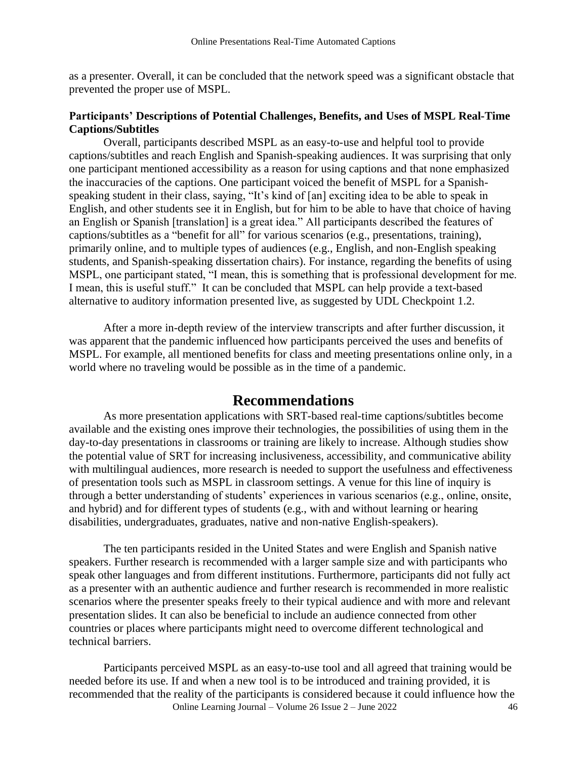as a presenter. Overall, it can be concluded that the network speed was a significant obstacle that prevented the proper use of MSPL.

### Participants' Descriptions of Potential Challenges, Benefits, and Uses of MSPL Real-Time Captions/Subtitles

Overall, participants described MSPL as an easy-to-use and helpful tool to provide captions/subtitles and reach English and Spanish-speaking audiences. It was surprising that only one participant mentioned accessibility as a reason for using captions and that none emphasized the inaccuracies of the captions. One participant voiced the benefit of MSPL for a Spanish-speaking student in their class, saying, "It's kind of [an] exciting idea to be able to speak in English, and other students see it in English, but for him to be able to have that choice of having an English or Spanish [translation] is a great idea." All participants described the features of captions/subtitles as a "benefit for all" for various scenarios (e.g., presentations, training), primarily online, and to multiple types of audiences (e.g., English, and non-English speaking students, and Spanish-speaking dissertation chairs). For instance, regarding the benefits of using MSPL, one participant stated, "I mean, this is something that is professional development for me. I mean, this is useful stuff." It can be concluded that MSPL can help provide a text-based alternative to auditory information presented live, as suggested by UDL Checkpoint 1.2.

After a more in-depth review of the interview transcripts and after further discussion, it was apparent that the pandemic influenced how participants perceived the uses and benefits of MSPL. For example, all mentioned benefits for class and meeting presentations online only, in a world where no traveling would be possible as in the time of a pandemic.

## Recommendations

As more presentation applications with SRT-based real-time captions/subtitles become available and the existing ones improve their technologies, the possibilities of using them in the day-to-day presentations in classrooms or training are likely to increase. Although studies show the potential value of SRT for increasing inclusiveness, accessibility, and communicative ability with multilingual audiences, more research is needed to support the usefulness and effectiveness of presentation tools such as MSPL in classroom settings. A venue for this line of inquiry is through a better understanding of students' experiences in various scenarios (e.g., online, onsite, and hybrid) and for different types of students (e.g., with and without learning or hearing disabilities, undergraduates, graduates, native and non-native English-speakers).

The ten participants resided in the United States and were English and Spanish native speakers. Further research is recommended with a larger sample size and with participants who speak other languages and from different institutions. Furthermore, participants did not fully act as a presenter with an authentic audience and further research is recommended in more realistic scenarios where the presenter speaks freely to their typical audience and with more and relevant presentation slides. It can also be beneficial to include an audience connected from other countries or places where participants might need to overcome different technological and technical barriers.

Participants perceived MSPL as an easy-to-use tool and all agreed that training would be needed before its use. If and when a new tool is to be introduced and training provided, it is recommended that the reality of the participants is considered because it could influence how the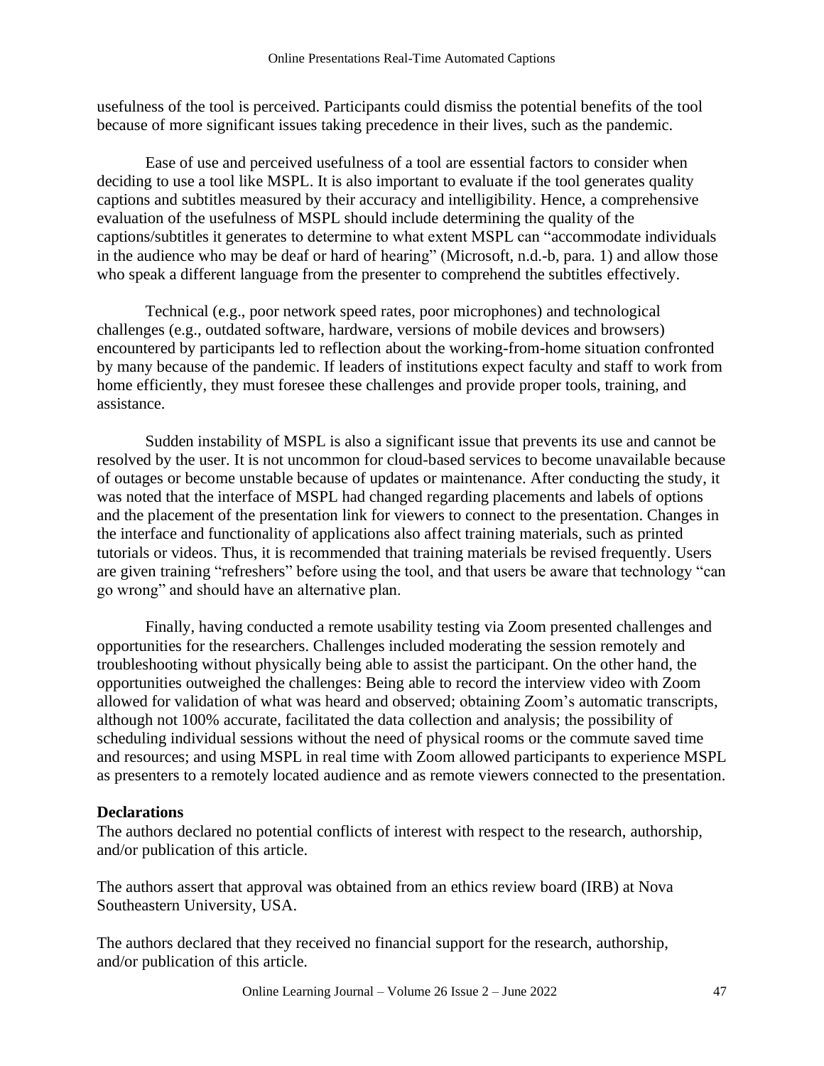usefulness of the tool is perceived. Participants could dismiss the potential benefits of the tool because of more significant issues taking precedence in their lives, such as the pandemic.

Ease of use and perceived usefulness of a tool are essential factors to consider when deciding to use a tool like MSPL. It is also important to evaluate if the tool generates quality captions and subtitles measured by their accuracy and intelligibility. Hence, a comprehensive evaluation of the usefulness of MSPL should include determining the quality of the captions/subtitles it generates to determine to what extent MSPL can "accommodate individuals in the audience who may be deaf or hard of hearing" (Microsoft, n.d.-b, para. 1) and allow those who speak a different language from the presenter to comprehend the subtitles effectively.

Technical (e.g., poor network speed rates, poor microphones) and technological challenges (e.g., outdated software, hardware, versions of mobile devices and browsers) encountered by participants led to reflection about the working-from-home situation confronted by many because of the pandemic. If leaders of institutions expect faculty and staff to work from home efficiently, they must foresee these challenges and provide proper tools, training, and assistance.

Sudden instability of MSPL is also a significant issue that prevents its use and cannot be resolved by the user. It is not uncommon for cloud-based services to become unavailable because of outages or become unstable because of updates or maintenance. After conducting the study, it was noted that the interface of MSPL had changed regarding placements and labels of options and the placement of the presentation link for viewers to connect to the presentation. Changes in the interface and functionality of applications also affect training materials, such as printed tutorials or videos. Thus, it is recommended that training materials be revised frequently. Users are given training "refreshers" before using the tool, and that users be aware that technology "can go wrong" and should have an alternative plan.

Finally, having conducted a remote usability testing via Zoom presented challenges and opportunities for the researchers. Challenges included moderating the session remotely and troubleshooting without physically being able to assist the participant. On the other hand, the opportunities outweighed the challenges: Being able to record the interview video with Zoom allowed for validation of what was heard and observed; obtaining Zoom's automatic transcripts, although not 100% accurate, facilitated the data collection and analysis; the possibility of scheduling individual sessions without the need of physical rooms or the commute saved time and resources; and using MSPL in real time with Zoom allowed participants to experience MSPL as presenters to a remotely located audience and as remote viewers connected to the presentation.

**Declarations**

The authors declared no potential conflicts of interest with respect to the research, authorship, and/or publication of this article.

The authors assert that approval was obtained from an ethics review board (IRB) at Nova Southeastern University, USA.

The authors declared that they received no financial support for the research, authorship, and/or publication of this article.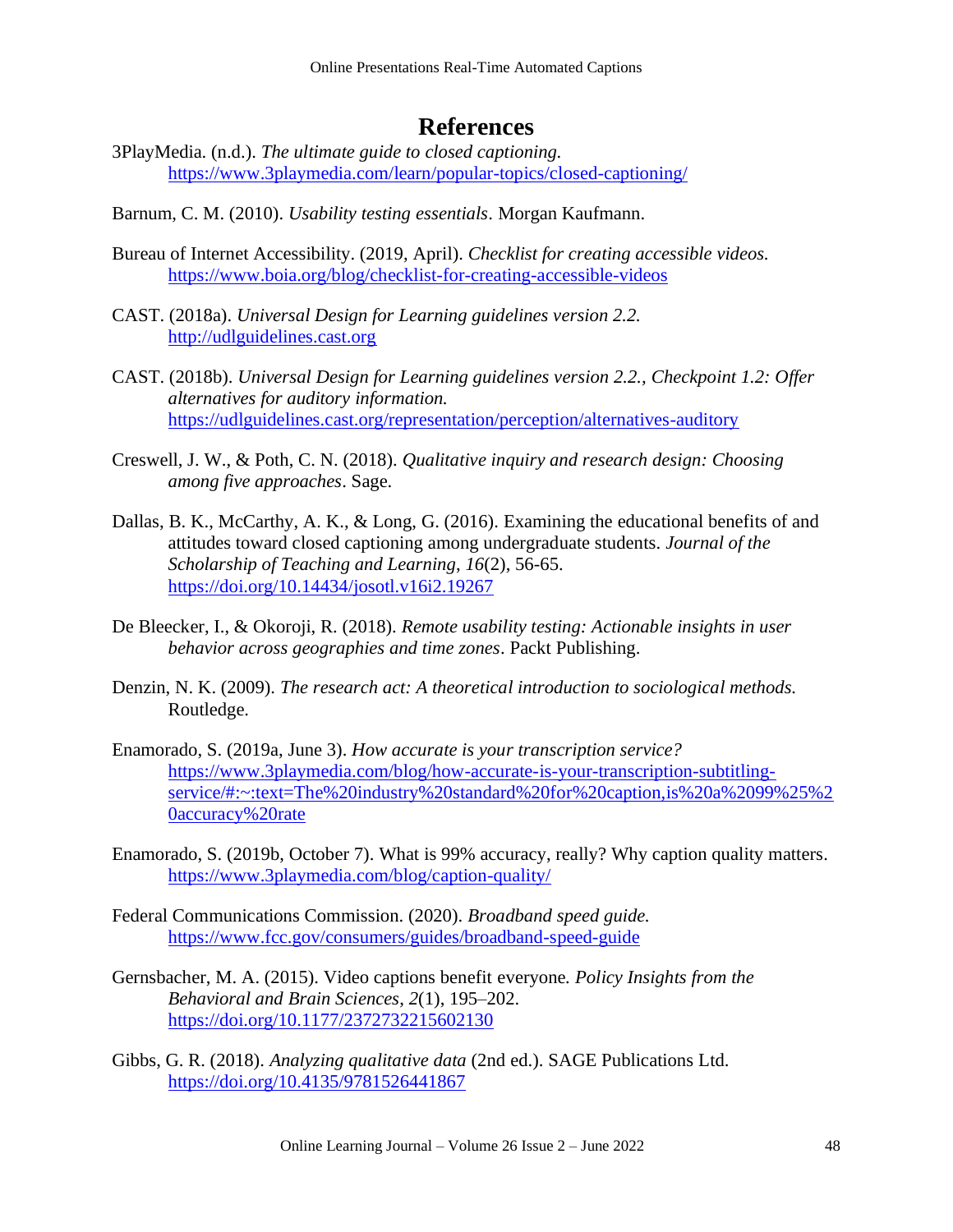# References

3PlayMedia. (n.d.). *The ultimate guide to closed captioning.* https://www.3playmedia.com/learn/popular-topics/closed-captioning/

Barnum, C. M. (2010). *Usability testing essentials*. Morgan Kaufmann.

Bureau of Internet Accessibility. (2019, April). *Checklist for creating accessible videos.* https://www.boia.org/blog/checklist-for-creating-accessible-videos

CAST. (2018a). *Universal Design for Learning guidelines version 2.2.* http://udlguidelines.cast.org

CAST. (2018b). *Universal Design for Learning guidelines version 2.2., Checkpoint 1.2: Offer alternatives for auditory information.* https://udlguidelines.cast.org/representation/perception/alternatives-auditory

Creswell, J. W., & Poth, C. N. (2018). *Qualitative inquiry and research design: Choosing among five approaches*. Sage.

Dallas, B. K., McCarthy, A. K., & Long, G. (2016). Examining the educational benefits of and attitudes toward closed captioning among undergraduate students. *Journal of the Scholarship of Teaching and Learning*, *16*(2), 56-65. https://doi.org/10.14434/josotl.v16i2.19267

De Bleecker, I., & Okoroji, R. (2018). *Remote usability testing: Actionable insights in user behavior across geographies and time zones*. Packt Publishing.

Denzin, N. K. (2009). *The research act: A theoretical introduction to sociological methods.* Routledge.

Enamorado, S. (2019a, June 3). *How accurate is your transcription service?* https://www.3playmedia.com/blog/how-accurate-is-your-transcription-subtitling-service/#:~:text=The%20industry%20standard%20for%20caption,is%20a%2099%25%20accuracy%20rate

Enamorado, S. (2019b, October 7). What is 99% accuracy, really? Why caption quality matters. https://www.3playmedia.com/blog/caption-quality/

Federal Communications Commission. (2020). *Broadband speed guide.* https://www.fcc.gov/consumers/guides/broadband-speed-guide

Gernsbacher, M. A. (2015). Video captions benefit everyone. *Policy Insights from the Behavioral and Brain Sciences*, *2*(1), 195–202. https://doi.org/10.1177/2372732215602130

Gibbs, G. R. (2018). *Analyzing qualitative data* (2nd ed.). SAGE Publications Ltd. https://doi.org/10.4135/9781526441867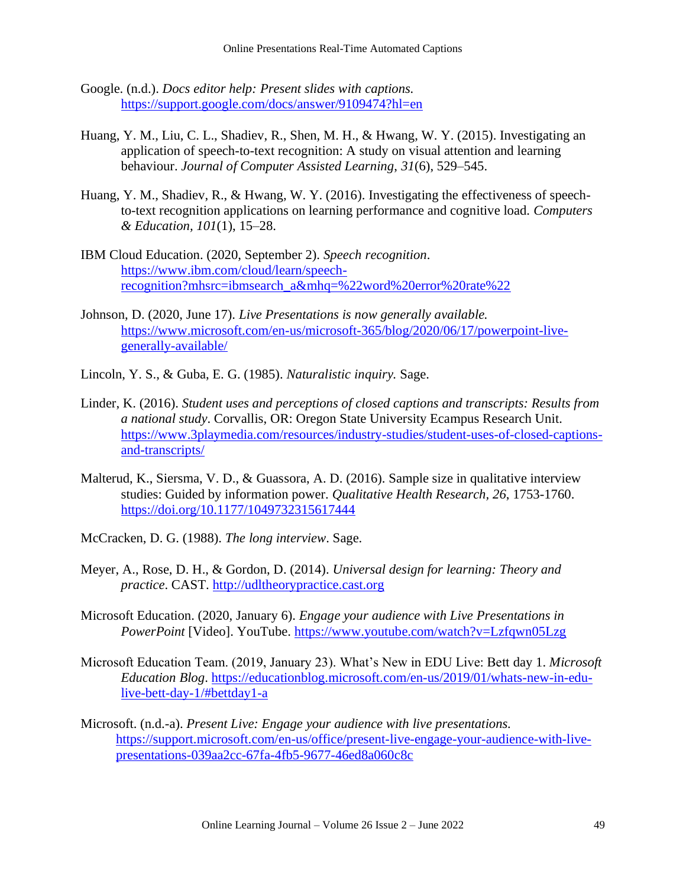Google. (n.d.). *Docs editor help: Present slides with captions.* https://support.google.com/docs/answer/9109474?hl=en

Huang, Y. M., Liu, C. L., Shadiev, R., Shen, M. H., & Hwang, W. Y. (2015). Investigating an application of speech-to-text recognition: A study on visual attention and learning behaviour. *Journal of Computer Assisted Learning, 31*(6), 529–545.

Huang, Y. M., Shadiev, R., & Hwang, W. Y. (2016). Investigating the effectiveness of speech-to-text recognition applications on learning performance and cognitive load. *Computers & Education, 101*(1), 15–28.

IBM Cloud Education. (2020, September 2). *Speech recognition*. https://www.ibm.com/cloud/learn/speech-recognition?mhsrc=ibmsearch_a&mhq=%22word%20error%20rate%22

Johnson, D. (2020, June 17). *Live Presentations is now generally available.* https://www.microsoft.com/en-us/microsoft-365/blog/2020/06/17/powerpoint-live-generally-available/

Lincoln, Y. S., & Guba, E. G. (1985). *Naturalistic inquiry.* Sage.

Linder, K. (2016). *Student uses and perceptions of closed captions and transcripts: Results from a national study*. Corvallis, OR: Oregon State University Ecampus Research Unit. https://www.3playmedia.com/resources/industry-studies/student-uses-of-closed-captions-and-transcripts/

Malterud, K., Siersma, V. D., & Guassora, A. D. (2016). Sample size in qualitative interview studies: Guided by information power. *Qualitative Health Research, 26*, 1753-1760. https://doi.org/10.1177/1049732315617444

McCracken, D. G. (1988). *The long interview*. Sage.

Meyer, A., Rose, D. H., & Gordon, D. (2014). *Universal design for learning: Theory and practice*. CAST. http://udltheorypractice.cast.org

Microsoft Education. (2020, January 6). *Engage your audience with Live Presentations in PowerPoint* [Video]. YouTube. https://www.youtube.com/watch?v=Lzfqwn05Lzg

Microsoft Education Team. (2019, January 23). What's New in EDU Live: Bett day 1. *Microsoft Education Blog*. https://educationblog.microsoft.com/en-us/2019/01/whats-new-in-edu-live-bett-day-1/#bettday1-a

Microsoft. (n.d.-a). *Present Live: Engage your audience with live presentations.* https://support.microsoft.com/en-us/office/present-live-engage-your-audience-with-live-presentations-039aa2cc-67fa-4fb5-9677-46ed8a060c8c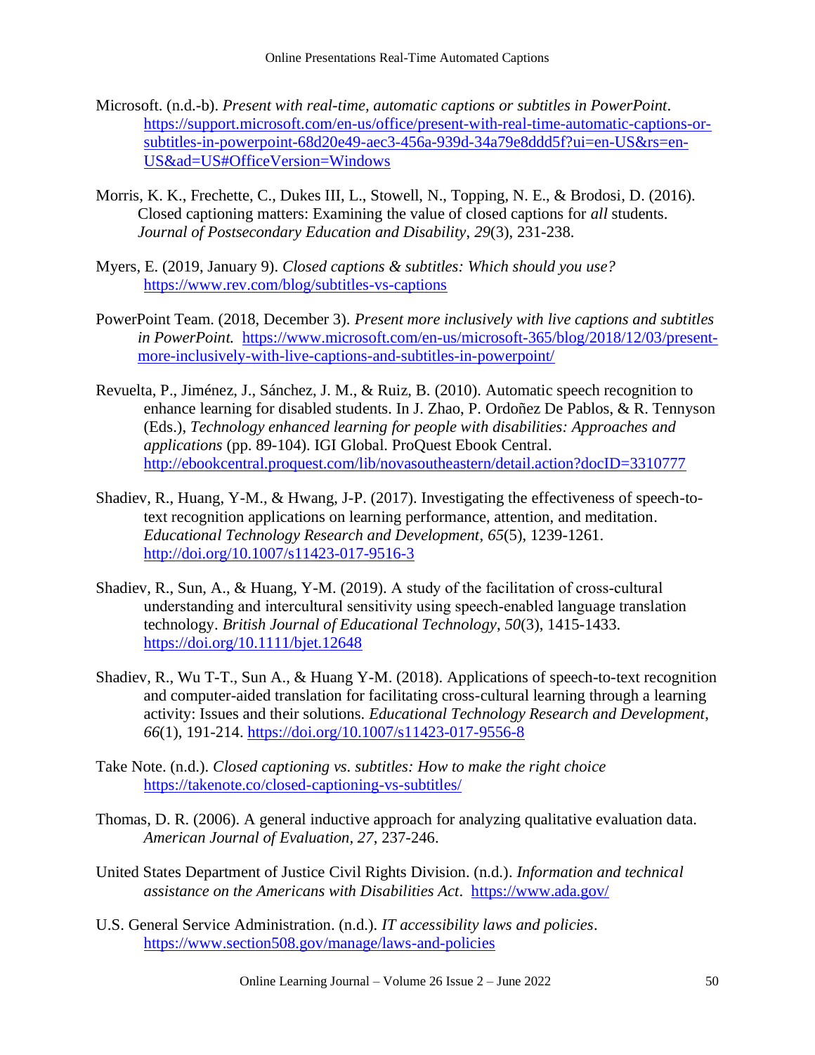Microsoft. (n.d.-b). *Present with real-time, automatic captions or subtitles in PowerPoint*. https://support.microsoft.com/en-us/office/present-with-real-time-automatic-captions-or-subtitles-in-powerpoint-68d20e49-aec3-456a-939d-34a79e8ddd5f?ui=en-US&rs=en-US&ad=US#OfficeVersion=Windows

Morris, K. K., Frechette, C., Dukes III, L., Stowell, N., Topping, N. E., & Brodosi, D. (2016). Closed captioning matters: Examining the value of closed captions for *all* students. *Journal of Postsecondary Education and Disability*, *29*(3), 231-238.

Myers, E. (2019, January 9). *Closed captions & subtitles: Which should you use?* https://www.rev.com/blog/subtitles-vs-captions

PowerPoint Team. (2018, December 3). *Present more inclusively with live captions and subtitles in PowerPoint.* https://www.microsoft.com/en-us/microsoft-365/blog/2018/12/03/present-more-inclusively-with-live-captions-and-subtitles-in-powerpoint/

Revuelta, P., Jiménez, J., Sánchez, J. M., & Ruiz, B. (2010). Automatic speech recognition to enhance learning for disabled students. In J. Zhao, P. Ordoñez De Pablos, & R. Tennyson (Eds.), *Technology enhanced learning for people with disabilities: Approaches and applications* (pp. 89-104). IGI Global. ProQuest Ebook Central. http://ebookcentral.proquest.com/lib/novasoutheastern/detail.action?docID=3310777

Shadiev, R., Huang, Y-M., & Hwang, J-P. (2017). Investigating the effectiveness of speech-to-text recognition applications on learning performance, attention, and meditation. *Educational Technology Research and Development*, *65*(5), 1239-1261. http://doi.org/10.1007/s11423-017-9516-3

Shadiev, R., Sun, A., & Huang, Y-M. (2019). A study of the facilitation of cross-cultural understanding and intercultural sensitivity using speech-enabled language translation technology. *British Journal of Educational Technology*, *50*(3), 1415-1433. https://doi.org/10.1111/bjet.12648

Shadiev, R., Wu T-T., Sun A., & Huang Y-M. (2018). Applications of speech-to-text recognition and computer-aided translation for facilitating cross-cultural learning through a learning activity: Issues and their solutions. *Educational Technology Research and Development*, *66*(1), 191-214. https://doi.org/10.1007/s11423-017-9556-8

Take Note. (n.d.). *Closed captioning vs. subtitles: How to make the right choice* https://takenote.co/closed-captioning-vs-subtitles/

Thomas, D. R. (2006). A general inductive approach for analyzing qualitative evaluation data. *American Journal of Evaluation*, *27*, 237-246.

United States Department of Justice Civil Rights Division. (n.d.). *Information and technical assistance on the Americans with Disabilities Act*. https://www.ada.gov/

U.S. General Service Administration. (n.d.). *IT accessibility laws and policies*. https://www.section508.gov/manage/laws-and-policies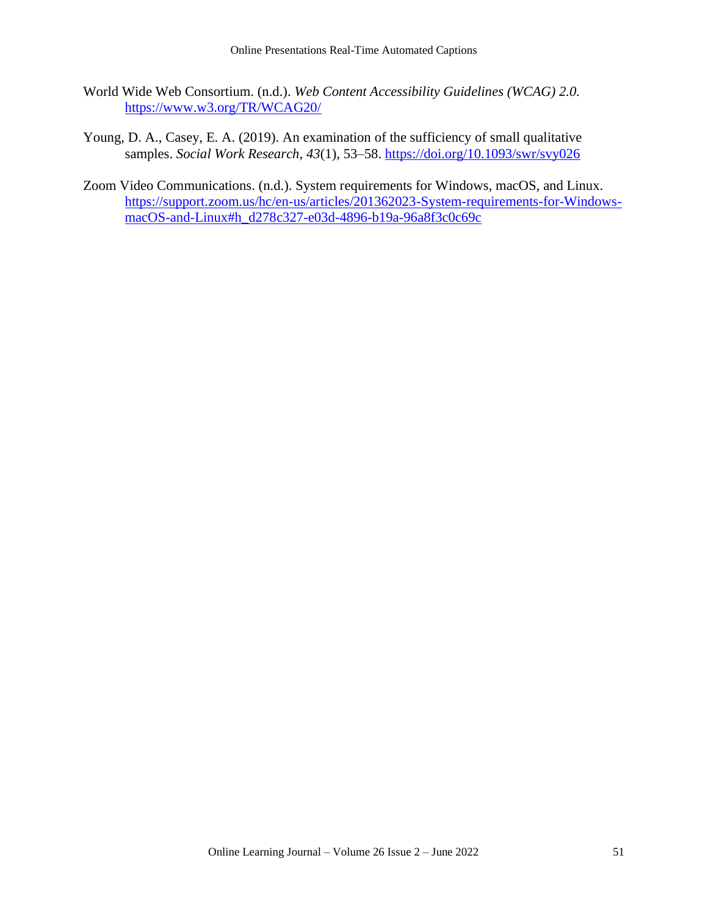World Wide Web Consortium. (n.d.). *Web Content Accessibility Guidelines (WCAG) 2.0.* https://www.w3.org/TR/WCAG20/

Young, D. A., Casey, E. A. (2019). An examination of the sufficiency of small qualitative samples. *Social Work Research*, *43*(1), 53–58. https://doi.org/10.1093/swr/svy026

Zoom Video Communications. (n.d.). System requirements for Windows, macOS, and Linux. https://support.zoom.us/hc/en-us/articles/201362023-System-requirements-for-Windows-macOS-and-Linux#h_d278c327-e03d-4896-b19a-96a8f3c0c69c